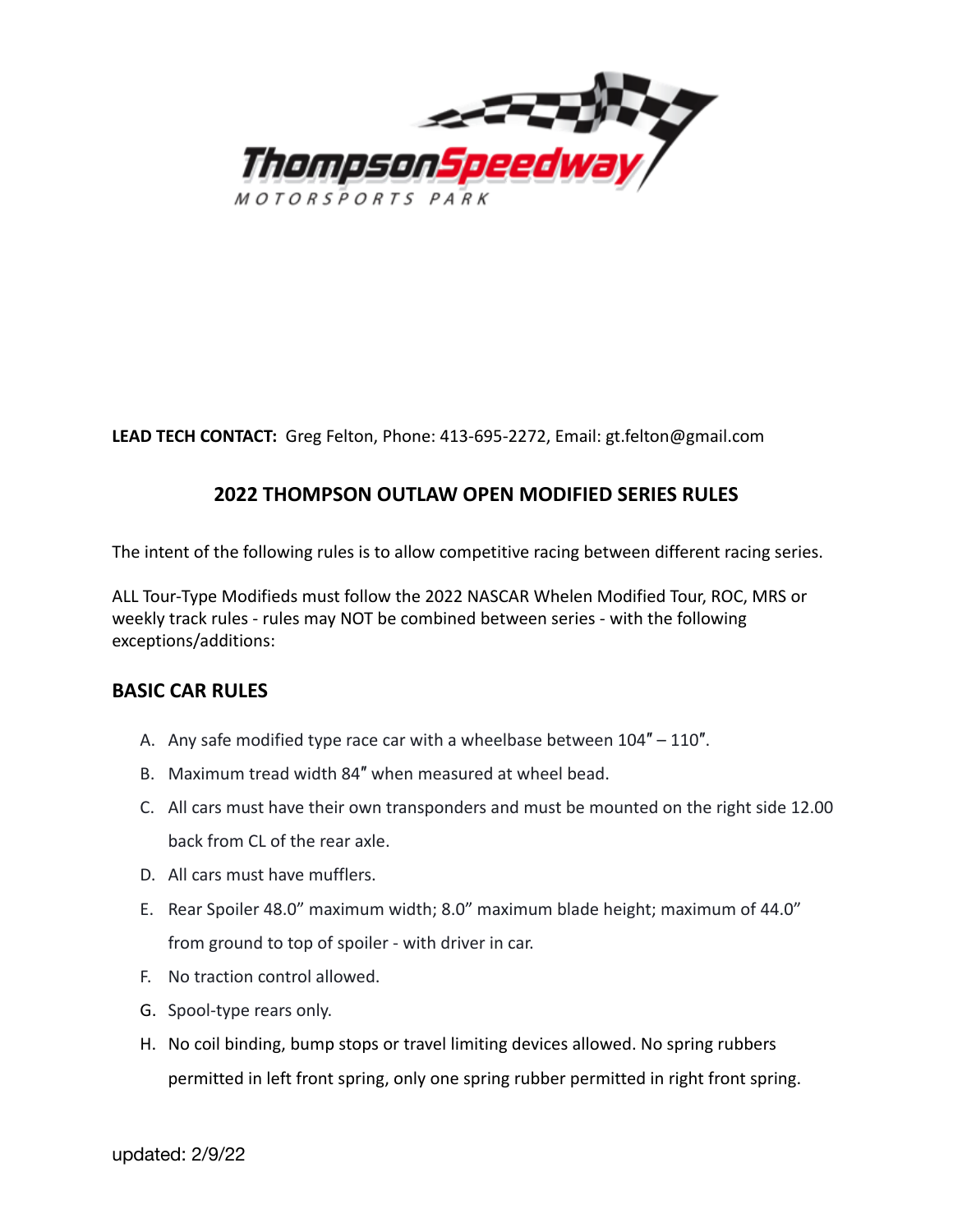**LEAD TECH CONTACT:** Greg Felton, Phone: 413-695-2272, Email: gt.felton@gmail.com

## 2022 THOMPSON OUTLAW OPEN MODIFIED SERIES RULES

The intent of the following rules is to allow competitive racing between different racing series.

ALL Tour-Type Modifieds must follow the 2022 NASCAR Whelen Modified Tour, ROC, MRS or weekly track rules - rules may NOT be combined between series - with the following exceptions/additions:

## BASIC CAR RULES

A. Any safe modified type race car with a wheelbase between 104″ – 110″.

B. Maximum tread width 84″ when measured at wheel bead.

C. All cars must have their own transponders and must be mounted on the right side 12.00 back from CL of the rear axle.

D. All cars must have mufflers.

E. Rear Spoiler 48.0” maximum width; 8.0” maximum blade height; maximum of 44.0” from ground to top of spoiler - with driver in car.

F. No traction control allowed.

G. Spool-type rears only.

H. No coil binding, bump stops or travel limiting devices allowed. No spring rubbers permitted in left front spring, only one spring rubber permitted in right front spring.

updated: 2/9/22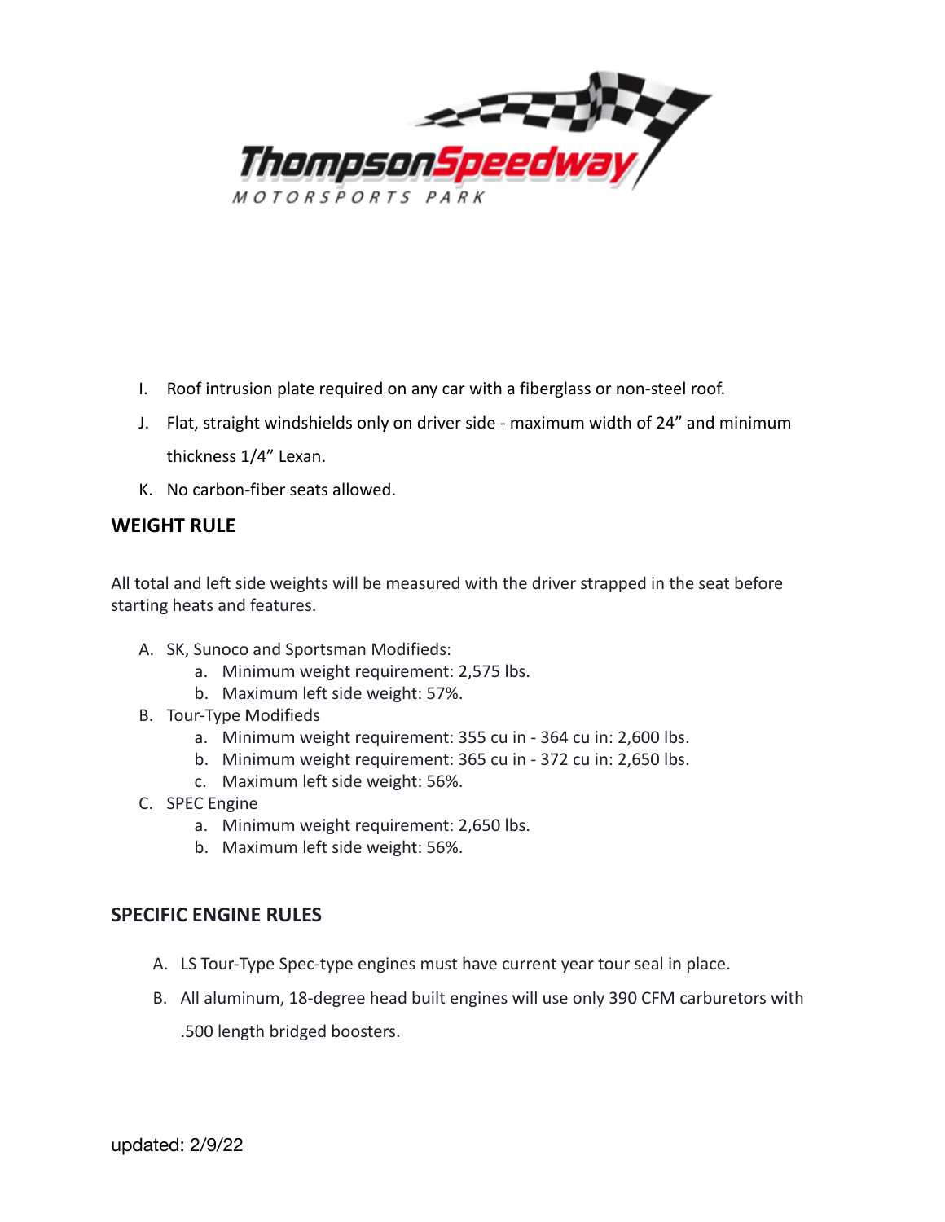I. Roof intrusion plate required on any car with a fiberglass or non-steel roof.

J. Flat, straight windshields only on driver side - maximum width of 24" and minimum thickness 1/4" Lexan.

K. No carbon-fiber seats allowed.

## WEIGHT RULE

All total and left side weights will be measured with the driver strapped in the seat before starting heats and features.

A. SK, Sunoco and Sportsman Modifieds:
   a. Minimum weight requirement: 2,575 lbs.
   b. Maximum left side weight: 57%.

B. Tour-Type Modifieds
   a. Minimum weight requirement: 355 cu in - 364 cu in: 2,600 lbs.
   b. Minimum weight requirement: 365 cu in - 372 cu in: 2,650 lbs.
   c. Maximum left side weight: 56%.

C. SPEC Engine
   a. Minimum weight requirement: 2,650 lbs.
   b. Maximum left side weight: 56%.

## SPECIFIC ENGINE RULES

A. LS Tour-Type Spec-type engines must have current year tour seal in place.

B. All aluminum, 18-degree head built engines will use only 390 CFM carburetors with .500 length bridged boosters.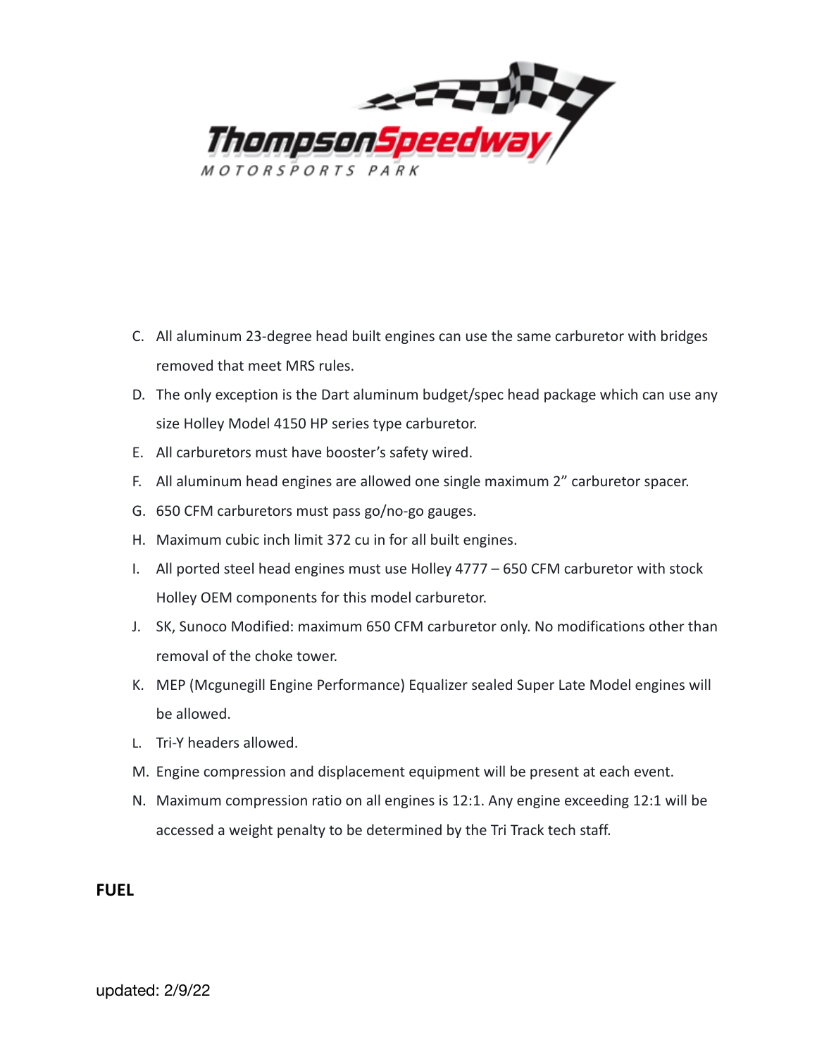C. All aluminum 23-degree head built engines can use the same carburetor with bridges removed that meet MRS rules.
D. The only exception is the Dart aluminum budget/spec head package which can use any size Holley Model 4150 HP series type carburetor.
E. All carburetors must have booster's safety wired.
F. All aluminum head engines are allowed one single maximum 2" carburetor spacer.
G. 650 CFM carburetors must pass go/no-go gauges.
H. Maximum cubic inch limit 372 cu in for all built engines.
I. All ported steel head engines must use Holley 4777 – 650 CFM carburetor with stock Holley OEM components for this model carburetor.
J. SK, Sunoco Modified: maximum 650 CFM carburetor only. No modifications other than removal of the choke tower.
K. MEP (Mcgunegill Engine Performance) Equalizer sealed Super Late Model engines will be allowed.
L. Tri-Y headers allowed.
M. Engine compression and displacement equipment will be present at each event.
N. Maximum compression ratio on all engines is 12:1. Any engine exceeding 12:1 will be accessed a weight penalty to be determined by the Tri Track tech staff.

**FUEL**

updated: 2/9/22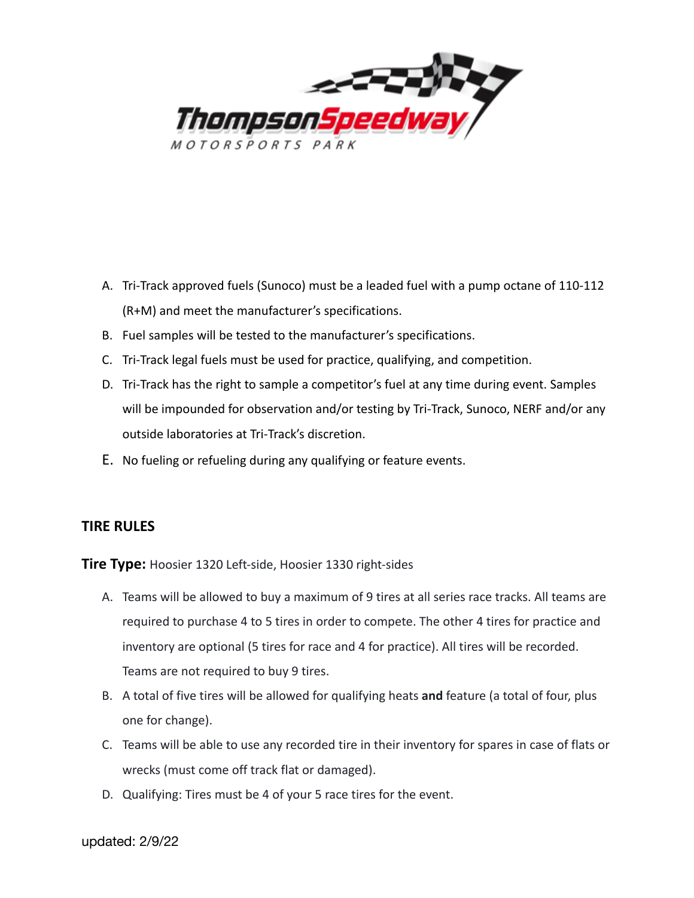A. Tri-Track approved fuels (Sunoco) must be a leaded fuel with a pump octane of 110-112 (R+M) and meet the manufacturer's specifications.
B. Fuel samples will be tested to the manufacturer's specifications.
C. Tri-Track legal fuels must be used for practice, qualifying, and competition.
D. Tri-Track has the right to sample a competitor's fuel at any time during event. Samples will be impounded for observation and/or testing by Tri-Track, Sunoco, NERF and/or any outside laboratories at Tri-Track's discretion.
E. No fueling or refueling during any qualifying or feature events.

## TIRE RULES

**Tire Type:** Hoosier 1320 Left-side, Hoosier 1330 right-sides

A. Teams will be allowed to buy a maximum of 9 tires at all series race tracks. All teams are required to purchase 4 to 5 tires in order to compete. The other 4 tires for practice and inventory are optional (5 tires for race and 4 for practice). All tires will be recorded. Teams are not required to buy 9 tires.
B. A total of five tires will be allowed for qualifying heats **and** feature (a total of four, plus one for change).
C. Teams will be able to use any recorded tire in their inventory for spares in case of flats or wrecks (must come off track flat or damaged).
D. Qualifying: Tires must be 4 of your 5 race tires for the event.

updated: 2/9/22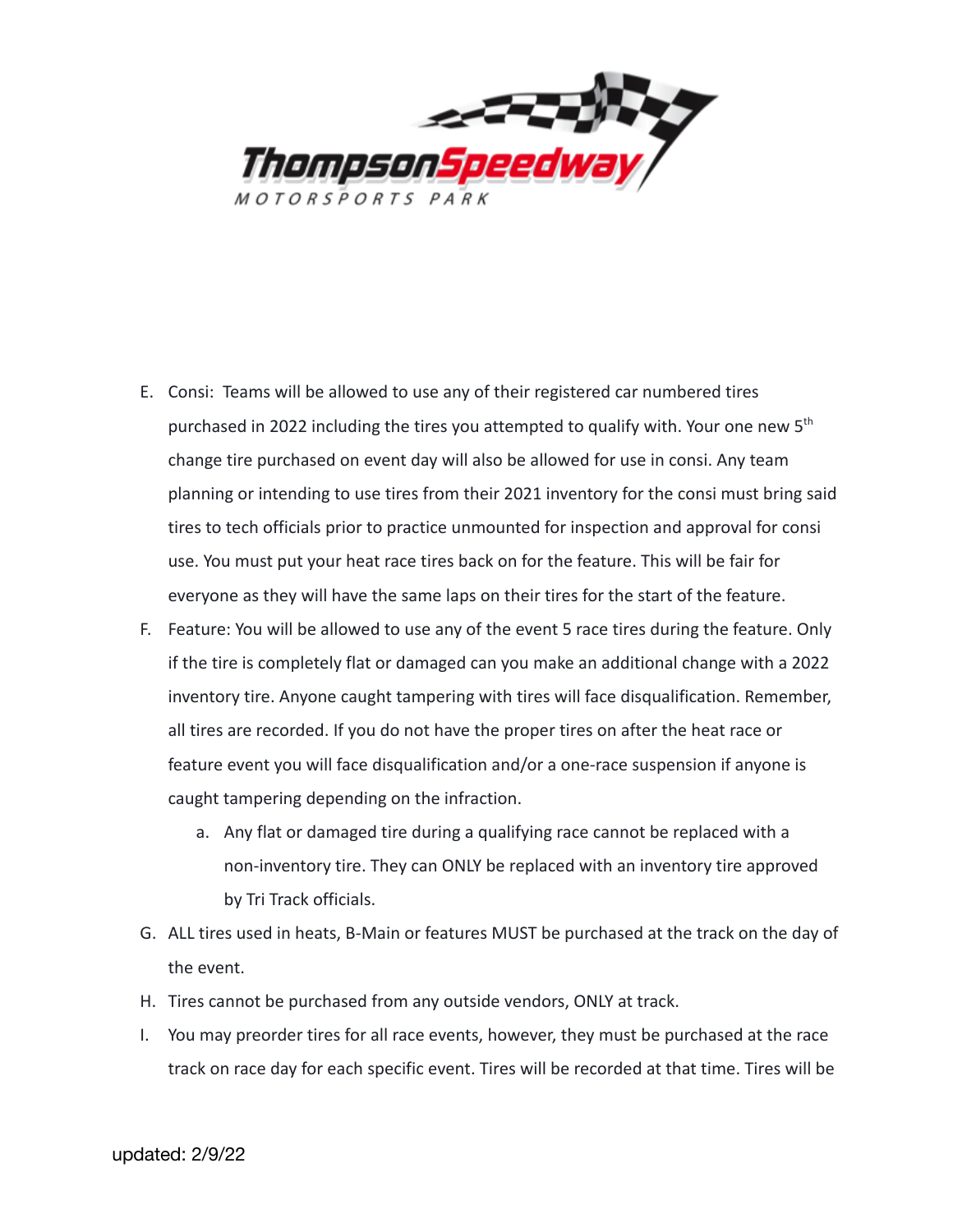E. Consi: Teams will be allowed to use any of their registered car numbered tires purchased in 2022 including the tires you attempted to qualify with. Your one new 5th change tire purchased on event day will also be allowed for use in consi. Any team planning or intending to use tires from their 2021 inventory for the consi must bring said tires to tech officials prior to practice unmounted for inspection and approval for consi use. You must put your heat race tires back on for the feature. This will be fair for everyone as they will have the same laps on their tires for the start of the feature.

F. Feature: You will be allowed to use any of the event 5 race tires during the feature. Only if the tire is completely flat or damaged can you make an additional change with a 2022 inventory tire. Anyone caught tampering with tires will face disqualification. Remember, all tires are recorded. If you do not have the proper tires on after the heat race or feature event you will face disqualification and/or a one-race suspension if anyone is caught tampering depending on the infraction.

   a. Any flat or damaged tire during a qualifying race cannot be replaced with a non-inventory tire. They can ONLY be replaced with an inventory tire approved by Tri Track officials.

G. ALL tires used in heats, B-Main or features MUST be purchased at the track on the day of the event.

H. Tires cannot be purchased from any outside vendors, ONLY at track.

I. You may preorder tires for all race events, however, they must be purchased at the race track on race day for each specific event. Tires will be recorded at that time. Tires will be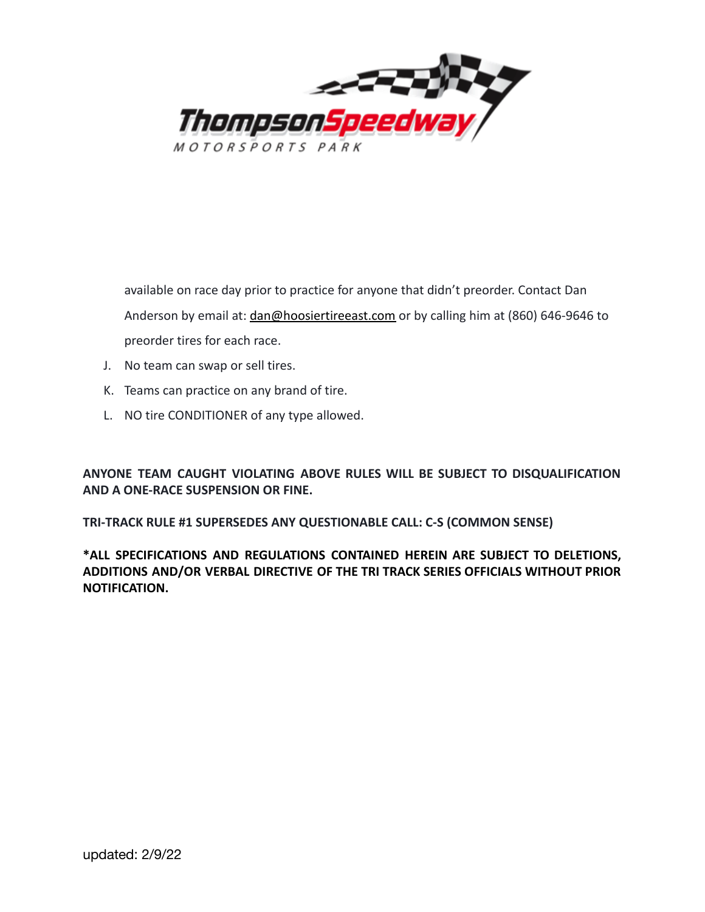available on race day prior to practice for anyone that didn't preorder. Contact Dan Anderson by email at: dan@hoosiertireeast.com or by calling him at (860) 646-9646 to preorder tires for each race.

J. No team can swap or sell tires.
K. Teams can practice on any brand of tire.
L. NO tire CONDITIONER of any type allowed.

**ANYONE TEAM CAUGHT VIOLATING ABOVE RULES WILL BE SUBJECT TO DISQUALIFICATION AND A ONE-RACE SUSPENSION OR FINE.**

**TRI-TRACK RULE #1 SUPERSEDES ANY QUESTIONABLE CALL: C-S (COMMON SENSE)**

**\*ALL SPECIFICATIONS AND REGULATIONS CONTAINED HEREIN ARE SUBJECT TO DELETIONS, ADDITIONS AND/OR VERBAL DIRECTIVE OF THE TRI TRACK SERIES OFFICIALS WITHOUT PRIOR NOTIFICATION.**

updated: 2/9/22